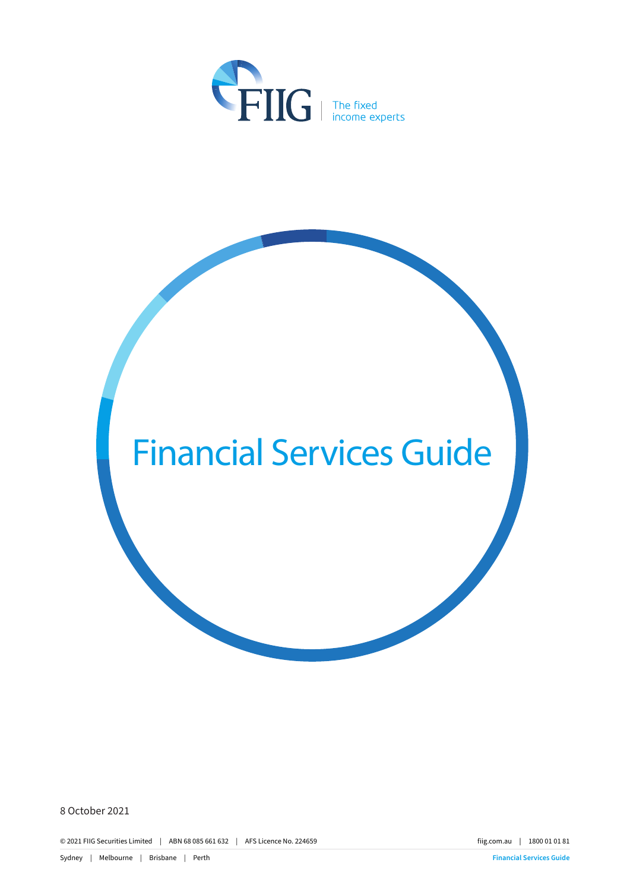FIIG | The fixed income experts

# Financial Services Guide

8 October 2021

© 2021 FIIG Securities Limited | ABN 68 085 661 632 | AFS Licence No. 224659

fiig.com.au | 1800 01 01 81

Sydney | Melbourne | Brisbane | Perth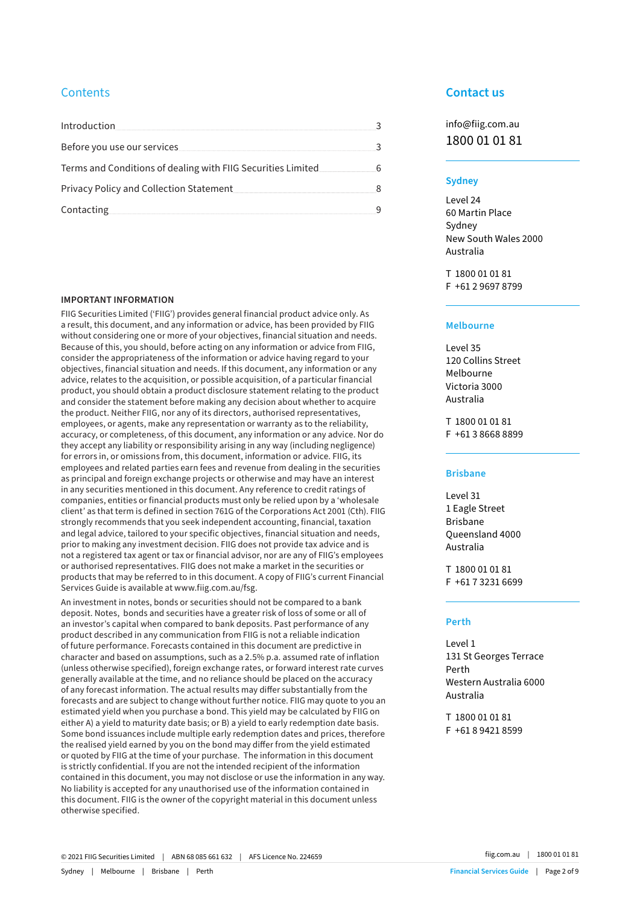## Contents

| | |
|---|---|
| Introduction | 3 |
| Before you use our services | 3 |
| Terms and Conditions of dealing with FIIG Securities Limited | 6 |
| Privacy Policy and Collection Statement | 8 |
| Contacting | 9 |

### IMPORTANT INFORMATION

FIIG Securities Limited ('FIIG') provides general financial product advice only. As a result, this document, and any information or advice, has been provided by FIIG without considering one or more of your objectives, financial situation and needs. Because of this, you should, before acting on any information or advice from FIIG, consider the appropriateness of the information or advice having regard to your objectives, financial situation and needs. If this document, any information or any advice, relates to the acquisition, or possible acquisition, of a particular financial product, you should obtain a product disclosure statement relating to the product and consider the statement before making any decision about whether to acquire the product. Neither FIIG, nor any of its directors, authorised representatives, employees, or agents, make any representation or warranty as to the reliability, accuracy, or completeness, of this document, any information or any advice. Nor do they accept any liability or responsibility arising in any way (including negligence) for errors in, or omissions from, this document, information or advice. FIIG, its employees and related parties earn fees and revenue from dealing in the securities as principal and foreign exchange projects or otherwise and may have an interest in any securities mentioned in this document. Any reference to credit ratings of companies, entities or financial products must only be relied upon by a 'wholesale client' as that term is defined in section 761G of the Corporations Act 2001 (Cth). FIIG strongly recommends that you seek independent accounting, financial, taxation and legal advice, tailored to your specific objectives, financial situation and needs, prior to making any investment decision. FIIG does not provide tax advice and is not a registered tax agent or tax or financial advisor, nor are any of FIIG's employees or authorised representatives. FIIG does not make a market in the securities or products that may be referred to in this document. A copy of FIIG's current Financial Services Guide is available at www.fiig.com.au/fsg.

An investment in notes, bonds or securities should not be compared to a bank deposit. Notes, bonds and securities have a greater risk of loss of some or all of an investor's capital when compared to bank deposits. Past performance of any product described in any communication from FIIG is not a reliable indication of future performance. Forecasts contained in this document are predictive in character and based on assumptions, such as a 2.5% p.a. assumed rate of inflation (unless otherwise specified), foreign exchange rates, or forward interest rate curves generally available at the time, and no reliance should be placed on the accuracy of any forecast information. The actual results may differ substantially from the forecasts and are subject to change without further notice. FIIG may quote to you an estimated yield when you purchase a bond. This yield may be calculated by FIIG on either A) a yield to maturity date basis; or B) a yield to early redemption date basis. Some bond issuances include multiple early redemption dates and prices, therefore the realised yield earned by you on the bond may differ from the yield estimated or quoted by FIIG at the time of your purchase. The information in this document is strictly confidential. If you are not the intended recipient of the information contained in this document, you may not disclose or use the information in any way. No liability is accepted for any unauthorised use of the information contained in this document. FIIG is the owner of the copyright material in this document unless otherwise specified.

## Contact us

info@fiig.com.au

1800 01 01 81

### Sydney

Level 24
60 Martin Place
Sydney
New South Wales 2000
Australia

T 1800 01 01 81
F +61 2 9697 8799

### Melbourne

Level 35
120 Collins Street
Melbourne
Victoria 3000
Australia

T 1800 01 01 81
F +61 3 8668 8899

### Brisbane

Level 31
1 Eagle Street
Brisbane
Queensland 4000
Australia

T 1800 01 01 81
F +61 7 3231 6699

### Perth

Level 1
131 St Georges Terrace
Perth
Western Australia 6000
Australia

T 1800 01 01 81
F +61 8 9421 8599

© 2021 FIIG Securities Limited | ABN 68 085 661 632 | AFS Licence No. 224659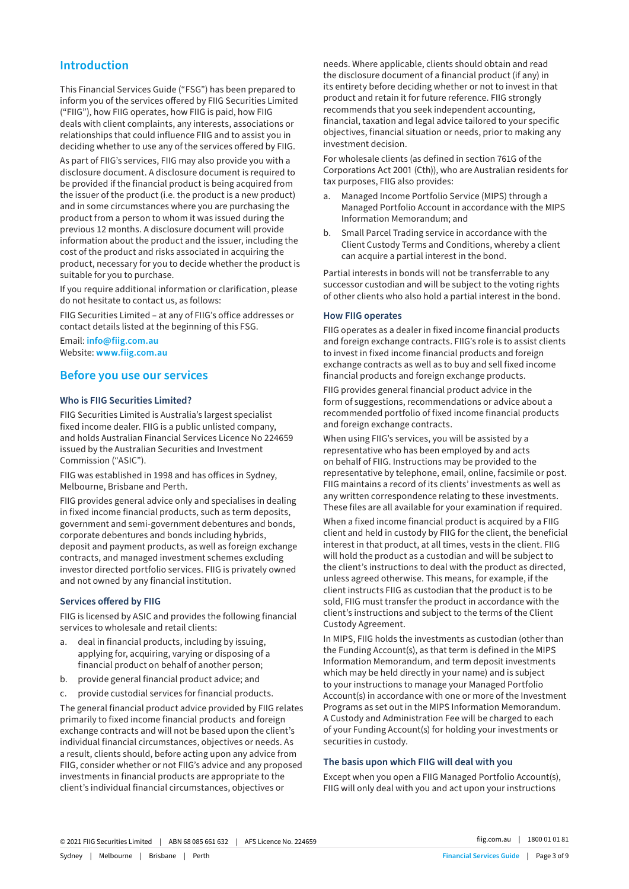## Introduction

This Financial Services Guide ("FSG") has been prepared to inform you of the services offered by FIIG Securities Limited ("FIIG"), how FIIG operates, how FIIG is paid, how FIIG deals with client complaints, any interests, associations or relationships that could influence FIIG and to assist you in deciding whether to use any of the services offered by FIIG.

As part of FIIG's services, FIIG may also provide you with a disclosure document. A disclosure document is required to be provided if the financial product is being acquired from the issuer of the product (i.e. the product is a new product) and in some circumstances where you are purchasing the product from a person to whom it was issued during the previous 12 months. A disclosure document will provide information about the product and the issuer, including the cost of the product and risks associated in acquiring the product, necessary for you to decide whether the product is suitable for you to purchase.

If you require additional information or clarification, please do not hesitate to contact us, as follows:

FIIG Securities Limited – at any of FIIG's office addresses or contact details listed at the beginning of this FSG.

Email: **info@fiig.com.au**
Website: **www.fiig.com.au**

## Before you use our services

### Who is FIIG Securities Limited?

FIIG Securities Limited is Australia's largest specialist fixed income dealer. FIIG is a public unlisted company, and holds Australian Financial Services Licence No 224659 issued by the Australian Securities and Investment Commission ("ASIC").

FIIG was established in 1998 and has offices in Sydney, Melbourne, Brisbane and Perth.

FIIG provides general advice only and specialises in dealing in fixed income financial products, such as term deposits, government and semi-government debentures and bonds, corporate debentures and bonds including hybrids, deposit and payment products, as well as foreign exchange contracts, and managed investment schemes excluding investor directed portfolio services. FIIG is privately owned and not owned by any financial institution.

### Services offered by FIIG

FIIG is licensed by ASIC and provides the following financial services to wholesale and retail clients:

a. deal in financial products, including by issuing, applying for, acquiring, varying or disposing of a financial product on behalf of another person;
b. provide general financial product advice; and
c. provide custodial services for financial products.

The general financial product advice provided by FIIG relates primarily to fixed income financial products and foreign exchange contracts and will not be based upon the client's individual financial circumstances, objectives or needs. As a result, clients should, before acting upon any advice from FIIG, consider whether or not FIIG's advice and any proposed investments in financial products are appropriate to the client's individual financial circumstances, objectives or needs. Where applicable, clients should obtain and read the disclosure document of a financial product (if any) in its entirety before deciding whether or not to invest in that product and retain it for future reference. FIIG strongly recommends that you seek independent accounting, financial, taxation and legal advice tailored to your specific objectives, financial situation or needs, prior to making any investment decision.

For wholesale clients (as defined in section 761G of the Corporations Act 2001 (Cth)), who are Australian residents for tax purposes, FIIG also provides:

a. Managed Income Portfolio Service (MIPS) through a Managed Portfolio Account in accordance with the MIPS Information Memorandum; and
b. Small Parcel Trading service in accordance with the Client Custody Terms and Conditions, whereby a client can acquire a partial interest in the bond.

Partial interests in bonds will not be transferrable to any successor custodian and will be subject to the voting rights of other clients who also hold a partial interest in the bond.

### How FIIG operates

FIIG operates as a dealer in fixed income financial products and foreign exchange contracts. FIIG's role is to assist clients to invest in fixed income financial products and foreign exchange contracts as well as to buy and sell fixed income financial products and foreign exchange products.

FIIG provides general financial product advice in the form of suggestions, recommendations or advice about a recommended portfolio of fixed income financial products and foreign exchange contracts.

When using FIIG's services, you will be assisted by a representative who has been employed by and acts on behalf of FIIG. Instructions may be provided to the representative by telephone, email, online, facsimile or post. FIIG maintains a record of its clients' investments as well as any written correspondence relating to these investments. These files are all available for your examination if required.

When a fixed income financial product is acquired by a FIIG client and held in custody by FIIG for the client, the beneficial interest in that product, at all times, vests in the client. FIIG will hold the product as a custodian and will be subject to the client's instructions to deal with the product as directed, unless agreed otherwise. This means, for example, if the client instructs FIIG as custodian that the product is to be sold, FIIG must transfer the product in accordance with the client's instructions and subject to the terms of the Client Custody Agreement.

In MIPS, FIIG holds the investments as custodian (other than the Funding Account(s), as that term is defined in the MIPS Information Memorandum, and term deposit investments which may be held directly in your name) and is subject to your instructions to manage your Managed Portfolio Account(s) in accordance with one or more of the Investment Programs as set out in the MIPS Information Memorandum. A Custody and Administration Fee will be charged to each of your Funding Account(s) for holding your investments or securities in custody.

### The basis upon which FIIG will deal with you

Except when you open a FIIG Managed Portfolio Account(s), FIIG will only deal with you and act upon your instructions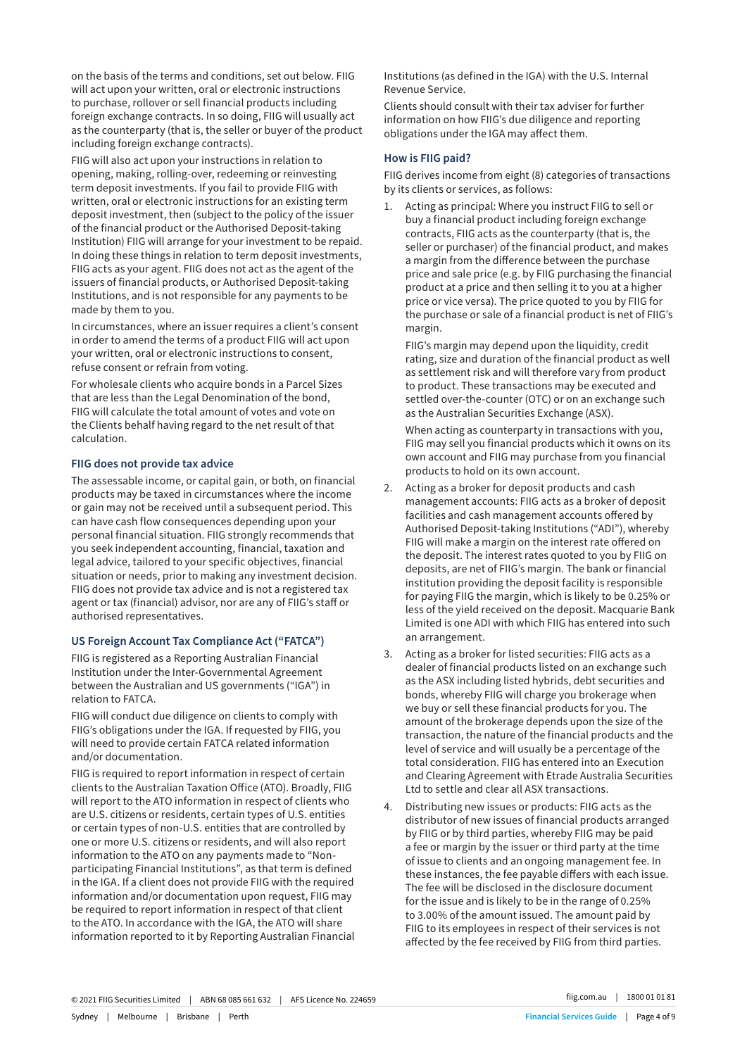on the basis of the terms and conditions, set out below. FIIG will act upon your written, oral or electronic instructions to purchase, rollover or sell financial products including foreign exchange contracts. In so doing, FIIG will usually act as the counterparty (that is, the seller or buyer of the product including foreign exchange contracts).

FIIG will also act upon your instructions in relation to opening, making, rolling-over, redeeming or reinvesting term deposit investments. If you fail to provide FIIG with written, oral or electronic instructions for an existing term deposit investment, then (subject to the policy of the issuer of the financial product or the Authorised Deposit-taking Institution) FIIG will arrange for your investment to be repaid. In doing these things in relation to term deposit investments, FIIG acts as your agent. FIIG does not act as the agent of the issuers of financial products, or Authorised Deposit-taking Institutions, and is not responsible for any payments to be made by them to you.

In circumstances, where an issuer requires a client's consent in order to amend the terms of a product FIIG will act upon your written, oral or electronic instructions to consent, refuse consent or refrain from voting.

For wholesale clients who acquire bonds in a Parcel Sizes that are less than the Legal Denomination of the bond, FIIG will calculate the total amount of votes and vote on the Clients behalf having regard to the net result of that calculation.

### FIIG does not provide tax advice

The assessable income, or capital gain, or both, on financial products may be taxed in circumstances where the income or gain may not be received until a subsequent period. This can have cash flow consequences depending upon your personal financial situation. FIIG strongly recommends that you seek independent accounting, financial, taxation and legal advice, tailored to your specific objectives, financial situation or needs, prior to making any investment decision. FIIG does not provide tax advice and is not a registered tax agent or tax (financial) advisor, nor are any of FIIG's staff or authorised representatives.

### US Foreign Account Tax Compliance Act ("FATCA")

FIIG is registered as a Reporting Australian Financial Institution under the Inter-Governmental Agreement between the Australian and US governments ("IGA") in relation to FATCA.

FIIG will conduct due diligence on clients to comply with FIIG's obligations under the IGA. If requested by FIIG, you will need to provide certain FATCA related information and/or documentation.

FIIG is required to report information in respect of certain clients to the Australian Taxation Office (ATO). Broadly, FIIG will report to the ATO information in respect of clients who are U.S. citizens or residents, certain types of U.S. entities or certain types of non-U.S. entities that are controlled by one or more U.S. citizens or residents, and will also report information to the ATO on any payments made to "Non-participating Financial Institutions", as that term is defined in the IGA. If a client does not provide FIIG with the required information and/or documentation upon request, FIIG may be required to report information in respect of that client to the ATO. In accordance with the IGA, the ATO will share information reported to it by Reporting Australian Financial Institutions (as defined in the IGA) with the U.S. Internal Revenue Service.

Clients should consult with their tax adviser for further information on how FIIG's due diligence and reporting obligations under the IGA may affect them.

### How is FIIG paid?

FIIG derives income from eight (8) categories of transactions by its clients or services, as follows:

1. Acting as principal: Where you instruct FIIG to sell or buy a financial product including foreign exchange contracts, FIIG acts as the counterparty (that is, the seller or purchaser) of the financial product, and makes a margin from the difference between the purchase price and sale price (e.g. by FIIG purchasing the financial product at a price and then selling it to you at a higher price or vice versa). The price quoted to you by FIIG for the purchase or sale of a financial product is net of FIIG's margin.

   FIIG's margin may depend upon the liquidity, credit rating, size and duration of the financial product as well as settlement risk and will therefore vary from product to product. These transactions may be executed and settled over-the-counter (OTC) or on an exchange such as the Australian Securities Exchange (ASX).

   When acting as counterparty in transactions with you, FIIG may sell you financial products which it owns on its own account and FIIG may purchase from you financial products to hold on its own account.

2. Acting as a broker for deposit products and cash management accounts: FIIG acts as a broker of deposit facilities and cash management accounts offered by Authorised Deposit-taking Institutions ("ADI"), whereby FIIG will make a margin on the interest rate offered on the deposit. The interest rates quoted to you by FIIG on deposits, are net of FIIG's margin. The bank or financial institution providing the deposit facility is responsible for paying FIIG the margin, which is likely to be 0.25% or less of the yield received on the deposit. Macquarie Bank Limited is one ADI with which FIIG has entered into such an arrangement.

3. Acting as a broker for listed securities: FIIG acts as a dealer of financial products listed on an exchange such as the ASX including listed hybrids, debt securities and bonds, whereby FIIG will charge you brokerage when we buy or sell these financial products for you. The amount of the brokerage depends upon the size of the transaction, the nature of the financial products and the level of service and will usually be a percentage of the total consideration. FIIG has entered into an Execution and Clearing Agreement with Etrade Australia Securities Ltd to settle and clear all ASX transactions.

4. Distributing new issues or products: FIIG acts as the distributor of new issues of financial products arranged by FIIG or by third parties, whereby FIIG may be paid a fee or margin by the issuer or third party at the time of issue to clients and an ongoing management fee. In these instances, the fee payable differs with each issue. The fee will be disclosed in the disclosure document for the issue and is likely to be in the range of 0.25% to 3.00% of the amount issued. The amount paid by FIIG to its employees in respect of their services is not affected by the fee received by FIIG from third parties.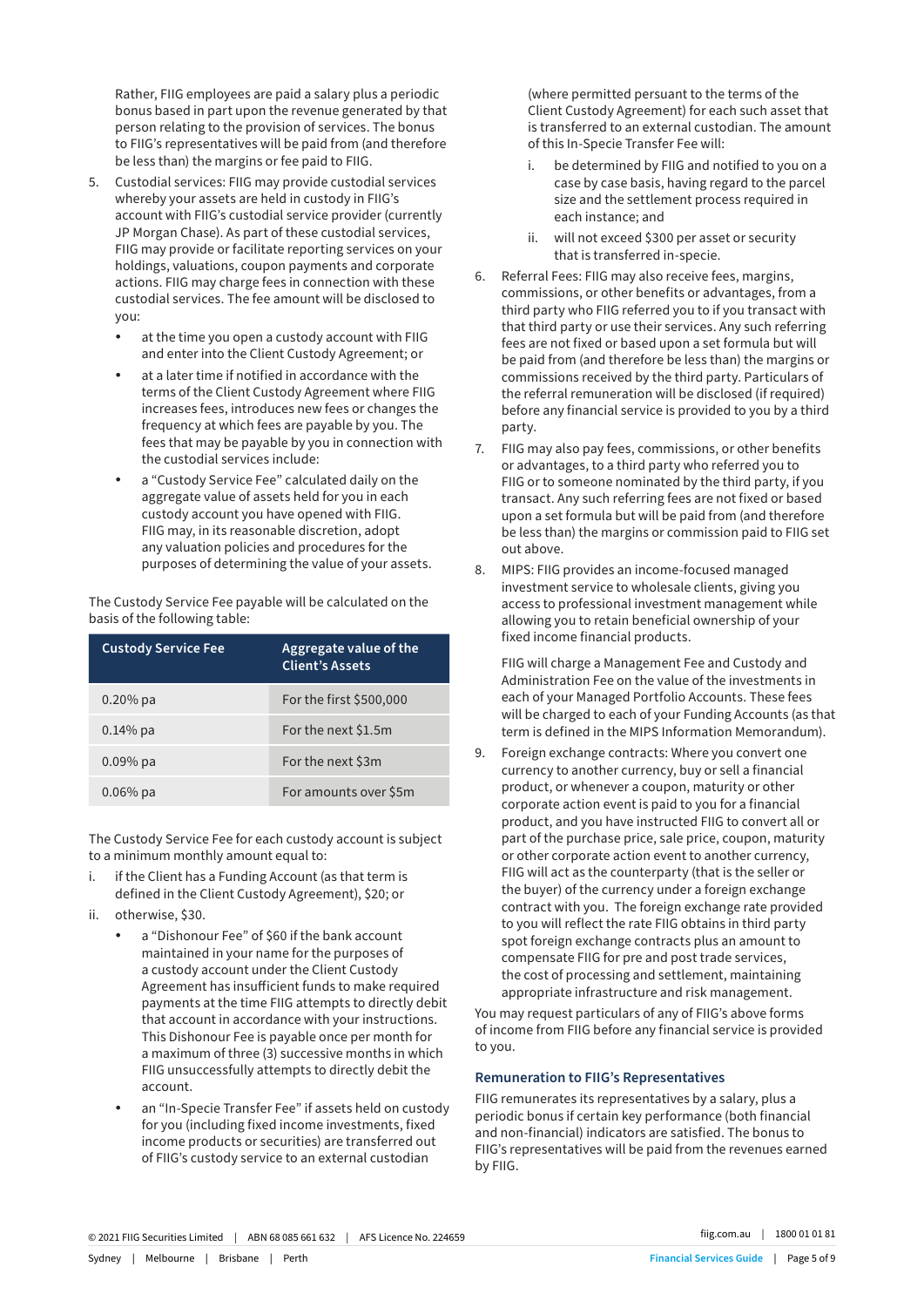Rather, FIIG employees are paid a salary plus a periodic bonus based in part upon the revenue generated by that person relating to the provision of services. The bonus to FIIG's representatives will be paid from (and therefore be less than) the margins or fee paid to FIIG.

5. Custodial services: FIIG may provide custodial services whereby your assets are held in custody in FIIG's account with FIIG's custodial service provider (currently JP Morgan Chase). As part of these custodial services, FIIG may provide or facilitate reporting services on your holdings, valuations, coupon payments and corporate actions. FIIG may charge fees in connection with these custodial services. The fee amount will be disclosed to you:
   - at the time you open a custody account with FIIG and enter into the Client Custody Agreement; or
   - at a later time if notified in accordance with the terms of the Client Custody Agreement where FIIG increases fees, introduces new fees or changes the frequency at which fees are payable by you. The fees that may be payable by you in connection with the custodial services include:
   - a "Custody Service Fee" calculated daily on the aggregate value of assets held for you in each custody account you have opened with FIIG. FIIG may, in its reasonable discretion, adopt any valuation policies and procedures for the purposes of determining the value of your assets.

The Custody Service Fee payable will be calculated on the basis of the following table:

| Custody Service Fee | Aggregate value of the Client's Assets |
|---|---|
| 0.20% pa | For the first $500,000 |
| 0.14% pa | For the next $1.5m |
| 0.09% pa | For the next $3m |
| 0.06% pa | For amounts over $5m |

The Custody Service Fee for each custody account is subject to a minimum monthly amount equal to:

i. if the Client has a Funding Account (as that term is defined in the Client Custody Agreement), $20; or

ii. otherwise, $30.

   - a "Dishonour Fee" of $60 if the bank account maintained in your name for the purposes of a custody account under the Client Custody Agreement has insufficient funds to make required payments at the time FIIG attempts to directly debit that account in accordance with your instructions. This Dishonour Fee is payable once per month for a maximum of three (3) successive months in which FIIG unsuccessfully attempts to directly debit the account.
   - an "In-Specie Transfer Fee" if assets held on custody for you (including fixed income investments, fixed income products or securities) are transferred out of FIIG's custody service to an external custodian (where permitted persuant to the terms of the Client Custody Agreement) for each such asset that is transferred to an external custodian. The amount of this In-Specie Transfer Fee will:
     i. be determined by FIIG and notified to you on a case by case basis, having regard to the parcel size and the settlement process required in each instance; and
     ii. will not exceed $300 per asset or security that is transferred in-specie.

6. Referral Fees: FIIG may also receive fees, margins, commissions, or other benefits or advantages, from a third party who FIIG referred you to if you transact with that third party or use their services. Any such referring fees are not fixed or based upon a set formula but will be paid from (and therefore be less than) the margins or commissions received by the third party. Particulars of the referral remuneration will be disclosed (if required) before any financial service is provided to you by a third party.

7. FIIG may also pay fees, commissions, or other benefits or advantages, to a third party who referred you to FIIG or to someone nominated by the third party, if you transact. Any such referring fees are not fixed or based upon a set formula but will be paid from (and therefore be less than) the margins or commission paid to FIIG set out above.

8. MIPS: FIIG provides an income-focused managed investment service to wholesale clients, giving you access to professional investment management while allowing you to retain beneficial ownership of your fixed income financial products.

   FIIG will charge a Management Fee and Custody and Administration Fee on the value of the investments in each of your Managed Portfolio Accounts. These fees will be charged to each of your Funding Accounts (as that term is defined in the MIPS Information Memorandum).

9. Foreign exchange contracts: Where you convert one currency to another currency, buy or sell a financial product, or whenever a coupon, maturity or other corporate action event is paid to you for a financial product, and you have instructed FIIG to convert all or part of the purchase price, sale price, coupon, maturity or other corporate action event to another currency, FIIG will act as the counterparty (that is the seller or the buyer) of the currency under a foreign exchange contract with you. The foreign exchange rate provided to you will reflect the rate FIIG obtains in third party spot foreign exchange contracts plus an amount to compensate FIIG for pre and post trade services, the cost of processing and settlement, maintaining appropriate infrastructure and risk management.

You may request particulars of any of FIIG's above forms of income from FIIG before any financial service is provided to you.

### Remuneration to FIIG's Representatives

FIIG remunerates its representatives by a salary, plus a periodic bonus if certain key performance (both financial and non-financial) indicators are satisfied. The bonus to FIIG's representatives will be paid from the revenues earned by FIIG.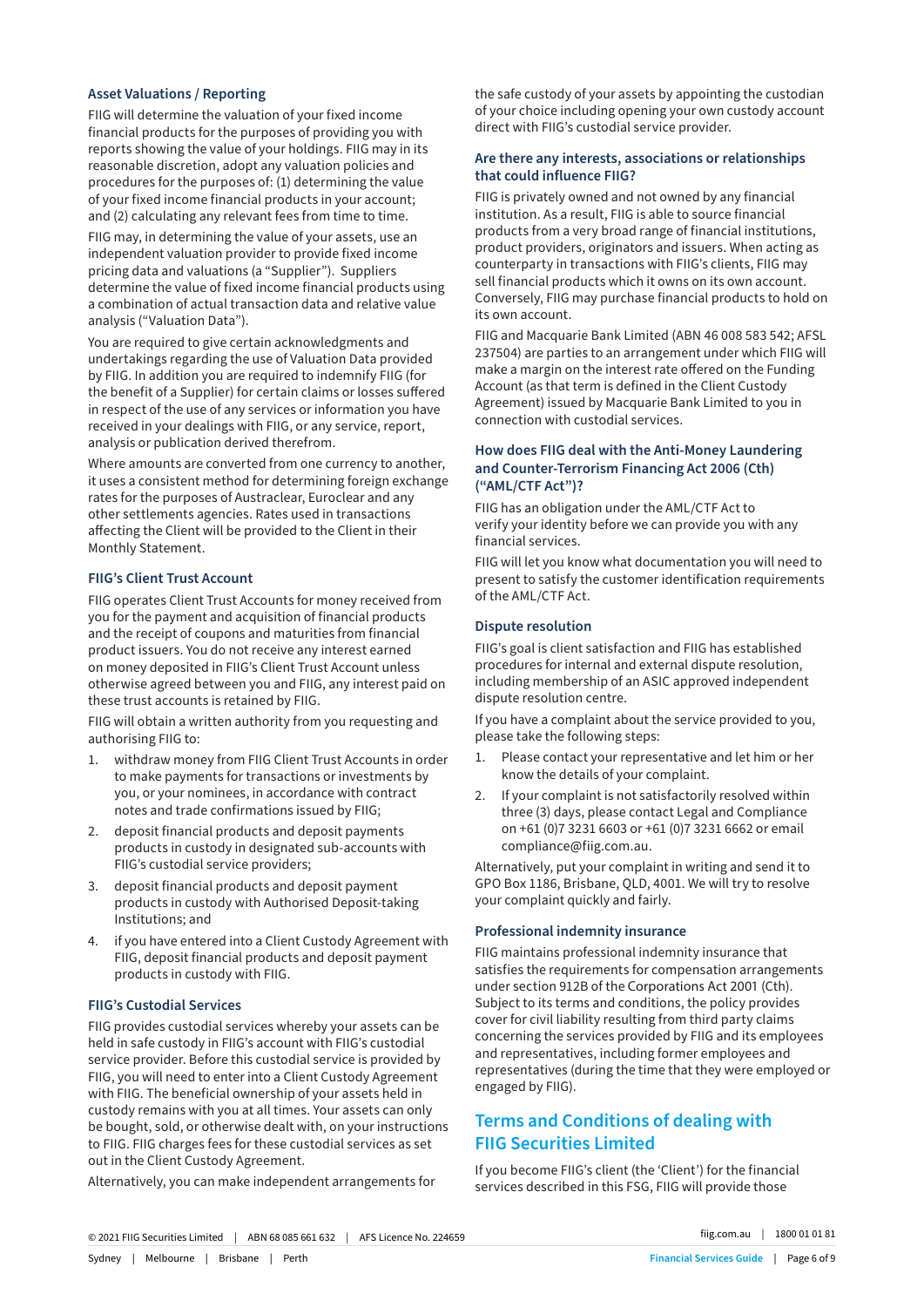### Asset Valuations / Reporting

FIIG will determine the valuation of your fixed income financial products for the purposes of providing you with reports showing the value of your holdings. FIIG may in its reasonable discretion, adopt any valuation policies and procedures for the purposes of: (1) determining the value of your fixed income financial products in your account; and (2) calculating any relevant fees from time to time.

FIIG may, in determining the value of your assets, use an independent valuation provider to provide fixed income pricing data and valuations (a "Supplier"). Suppliers determine the value of fixed income financial products using a combination of actual transaction data and relative value analysis ("Valuation Data").

You are required to give certain acknowledgments and undertakings regarding the use of Valuation Data provided by FIIG. In addition you are required to indemnify FIIG (for the benefit of a Supplier) for certain claims or losses suffered in respect of the use of any services or information you have received in your dealings with FIIG, or any service, report, analysis or publication derived therefrom.

Where amounts are converted from one currency to another, it uses a consistent method for determining foreign exchange rates for the purposes of Austraclear, Euroclear and any other settlements agencies. Rates used in transactions affecting the Client will be provided to the Client in their Monthly Statement.

### FIIG's Client Trust Account

FIIG operates Client Trust Accounts for money received from you for the payment and acquisition of financial products and the receipt of coupons and maturities from financial product issuers. You do not receive any interest earned on money deposited in FIIG's Client Trust Account unless otherwise agreed between you and FIIG, any interest paid on these trust accounts is retained by FIIG.

FIIG will obtain a written authority from you requesting and authorising FIIG to:

1. withdraw money from FIIG Client Trust Accounts in order to make payments for transactions or investments by you, or your nominees, in accordance with contract notes and trade confirmations issued by FIIG;
2. deposit financial products and deposit payments products in custody in designated sub-accounts with FIIG's custodial service providers;
3. deposit financial products and deposit payment products in custody with Authorised Deposit-taking Institutions; and
4. if you have entered into a Client Custody Agreement with FIIG, deposit financial products and deposit payment products in custody with FIIG.

### FIIG's Custodial Services

FIIG provides custodial services whereby your assets can be held in safe custody in FIIG's account with FIIG's custodial service provider. Before this custodial service is provided by FIIG, you will need to enter into a Client Custody Agreement with FIIG. The beneficial ownership of your assets held in custody remains with you at all times. Your assets can only be bought, sold, or otherwise dealt with, on your instructions to FIIG. FIIG charges fees for these custodial services as set out in the Client Custody Agreement.

Alternatively, you can make independent arrangements for the safe custody of your assets by appointing the custodian of your choice including opening your own custody account direct with FIIG's custodial service provider.

### Are there any interests, associations or relationships that could influence FIIG?

FIIG is privately owned and not owned by any financial institution. As a result, FIIG is able to source financial products from a very broad range of financial institutions, product providers, originators and issuers. When acting as counterparty in transactions with FIIG's clients, FIIG may sell financial products which it owns on its own account. Conversely, FIIG may purchase financial products to hold on its own account.

FIIG and Macquarie Bank Limited (ABN 46 008 583 542; AFSL 237504) are parties to an arrangement under which FIIG will make a margin on the interest rate offered on the Funding Account (as that term is defined in the Client Custody Agreement) issued by Macquarie Bank Limited to you in connection with custodial services.

### How does FIIG deal with the Anti-Money Laundering and Counter-Terrorism Financing Act 2006 (Cth) ("AML/CTF Act")?

FIIG has an obligation under the AML/CTF Act to verify your identity before we can provide you with any financial services.

FIIG will let you know what documentation you will need to present to satisfy the customer identification requirements of the AML/CTF Act.

### Dispute resolution

FIIG's goal is client satisfaction and FIIG has established procedures for internal and external dispute resolution, including membership of an ASIC approved independent dispute resolution centre.

If you have a complaint about the service provided to you, please take the following steps:

1. Please contact your representative and let him or her know the details of your complaint.
2. If your complaint is not satisfactorily resolved within three (3) days, please contact Legal and Compliance on +61 (0)7 3231 6603 or +61 (0)7 3231 6662 or email compliance@fiig.com.au.

Alternatively, put your complaint in writing and send it to GPO Box 1186, Brisbane, QLD, 4001. We will try to resolve your complaint quickly and fairly.

### Professional indemnity insurance

FIIG maintains professional indemnity insurance that satisfies the requirements for compensation arrangements under section 912B of the Corporations Act 2001 (Cth). Subject to its terms and conditions, the policy provides cover for civil liability resulting from third party claims concerning the services provided by FIIG and its employees and representatives, including former employees and representatives (during the time that they were employed or engaged by FIIG).

## Terms and Conditions of dealing with FIIG Securities Limited

If you become FIIG's client (the 'Client') for the financial services described in this FSG, FIIG will provide those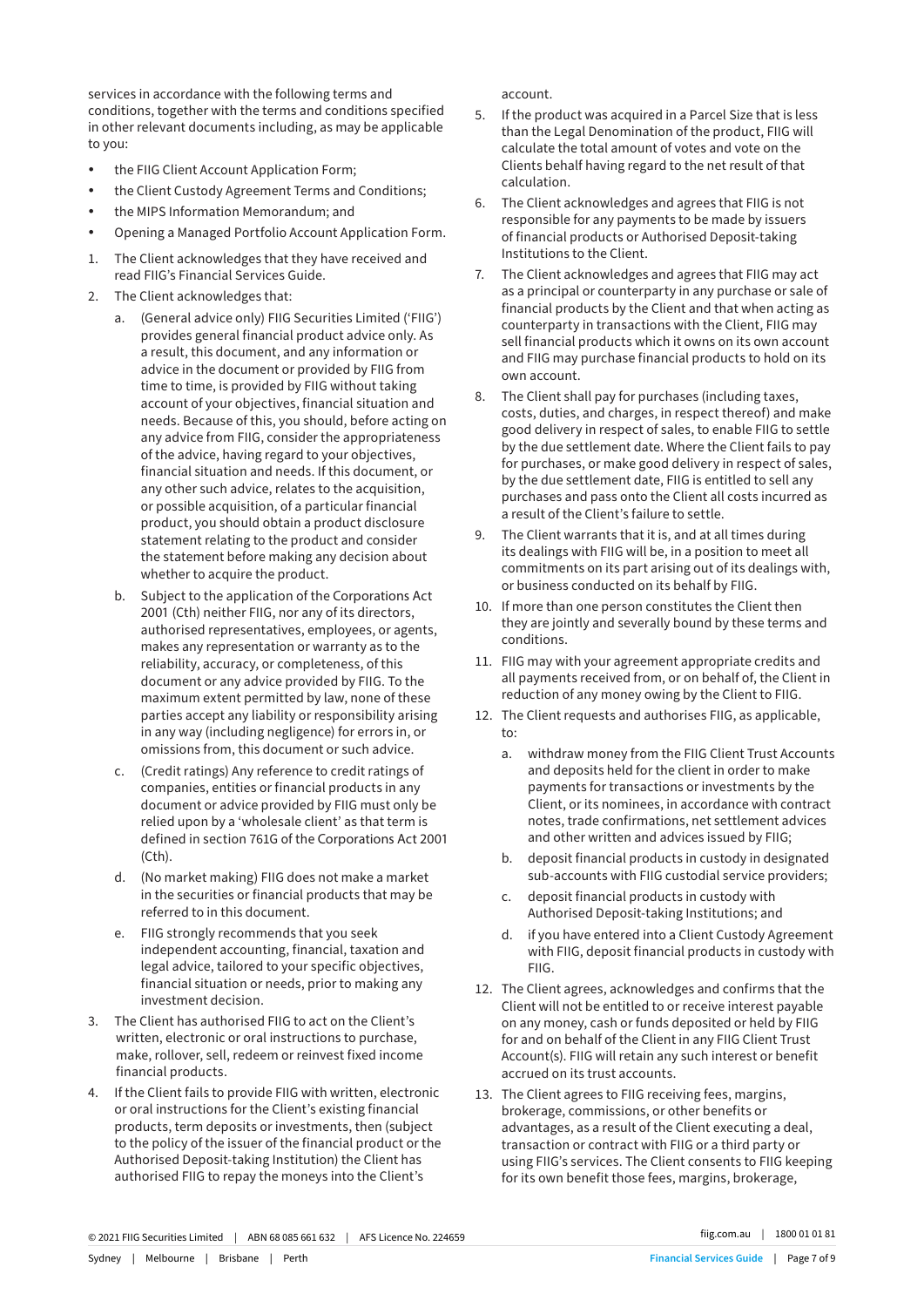services in accordance with the following terms and conditions, together with the terms and conditions specified in other relevant documents including, as may be applicable to you:

- the FIIG Client Account Application Form;
- the Client Custody Agreement Terms and Conditions;
- the MIPS Information Memorandum; and
- Opening a Managed Portfolio Account Application Form.

1. The Client acknowledges that they have received and read FIIG's Financial Services Guide.
2. The Client acknowledges that:
   a. (General advice only) FIIG Securities Limited ('FIIG') provides general financial product advice only. As a result, this document, and any information or advice in the document or provided by FIIG from time to time, is provided by FIIG without taking account of your objectives, financial situation and needs. Because of this, you should, before acting on any advice from FIIG, consider the appropriateness of the advice, having regard to your objectives, financial situation and needs. If this document, or any other such advice, relates to the acquisition, or possible acquisition, of a particular financial product, you should obtain a product disclosure statement relating to the product and consider the statement before making any decision about whether to acquire the product.
   b. Subject to the application of the Corporations Act 2001 (Cth) neither FIIG, nor any of its directors, authorised representatives, employees, or agents, makes any representation or warranty as to the reliability, accuracy, or completeness, of this document or any advice provided by FIIG. To the maximum extent permitted by law, none of these parties accept any liability or responsibility arising in any way (including negligence) for errors in, or omissions from, this document or such advice.
   c. (Credit ratings) Any reference to credit ratings of companies, entities or financial products in any document or advice provided by FIIG must only be relied upon by a 'wholesale client' as that term is defined in section 761G of the Corporations Act 2001 (Cth).
   d. (No market making) FIIG does not make a market in the securities or financial products that may be referred to in this document.
   e. FIIG strongly recommends that you seek independent accounting, financial, taxation and legal advice, tailored to your specific objectives, financial situation or needs, prior to making any investment decision.
3. The Client has authorised FIIG to act on the Client's written, electronic or oral instructions to purchase, make, rollover, sell, redeem or reinvest fixed income financial products.
4. If the Client fails to provide FIIG with written, electronic or oral instructions for the Client's existing financial products, term deposits or investments, then (subject to the policy of the issuer of the financial product or the Authorised Deposit-taking Institution) the Client has authorised FIIG to repay the moneys into the Client's account.
5. If the product was acquired in a Parcel Size that is less than the Legal Denomination of the product, FIIG will calculate the total amount of votes and vote on the Clients behalf having regard to the net result of that calculation.
6. The Client acknowledges and agrees that FIIG is not responsible for any payments to be made by issuers of financial products or Authorised Deposit-taking Institutions to the Client.
7. The Client acknowledges and agrees that FIIG may act as a principal or counterparty in any purchase or sale of financial products by the Client and that when acting as counterparty in transactions with the Client, FIIG may sell financial products which it owns on its own account and FIIG may purchase financial products to hold on its own account.
8. The Client shall pay for purchases (including taxes, costs, duties, and charges, in respect thereof) and make good delivery in respect of sales, to enable FIIG to settle by the due settlement date. Where the Client fails to pay for purchases, or make good delivery in respect of sales, by the due settlement date, FIIG is entitled to sell any purchases and pass onto the Client all costs incurred as a result of the Client's failure to settle.
9. The Client warrants that it is, and at all times during its dealings with FIIG will be, in a position to meet all commitments on its part arising out of its dealings with, or business conducted on its behalf by FIIG.
10. If more than one person constitutes the Client then they are jointly and severally bound by these terms and conditions.
11. FIIG may with your agreement appropriate credits and all payments received from, or on behalf of, the Client in reduction of any money owing by the Client to FIIG.
12. The Client requests and authorises FIIG, as applicable, to:
    a. withdraw money from the FIIG Client Trust Accounts and deposits held for the client in order to make payments for transactions or investments by the Client, or its nominees, in accordance with contract notes, trade confirmations, net settlement advices and other written and advices issued by FIIG;
    b. deposit financial products in custody in designated sub-accounts with FIIG custodial service providers;
    c. deposit financial products in custody with Authorised Deposit-taking Institutions; and
    d. if you have entered into a Client Custody Agreement with FIIG, deposit financial products in custody with FIIG.

12. The Client agrees, acknowledges and confirms that the Client will not be entitled to or receive interest payable on any money, cash or funds deposited or held by FIIG for and on behalf of the Client in any FIIG Client Trust Account(s). FIIG will retain any such interest or benefit accrued on its trust accounts.
13. The Client agrees to FIIG receiving fees, margins, brokerage, commissions, or other benefits or advantages, as a result of the Client executing a deal, transaction or contract with FIIG or a third party or using FIIG's services. The Client consents to FIIG keeping for its own benefit those fees, margins, brokerage,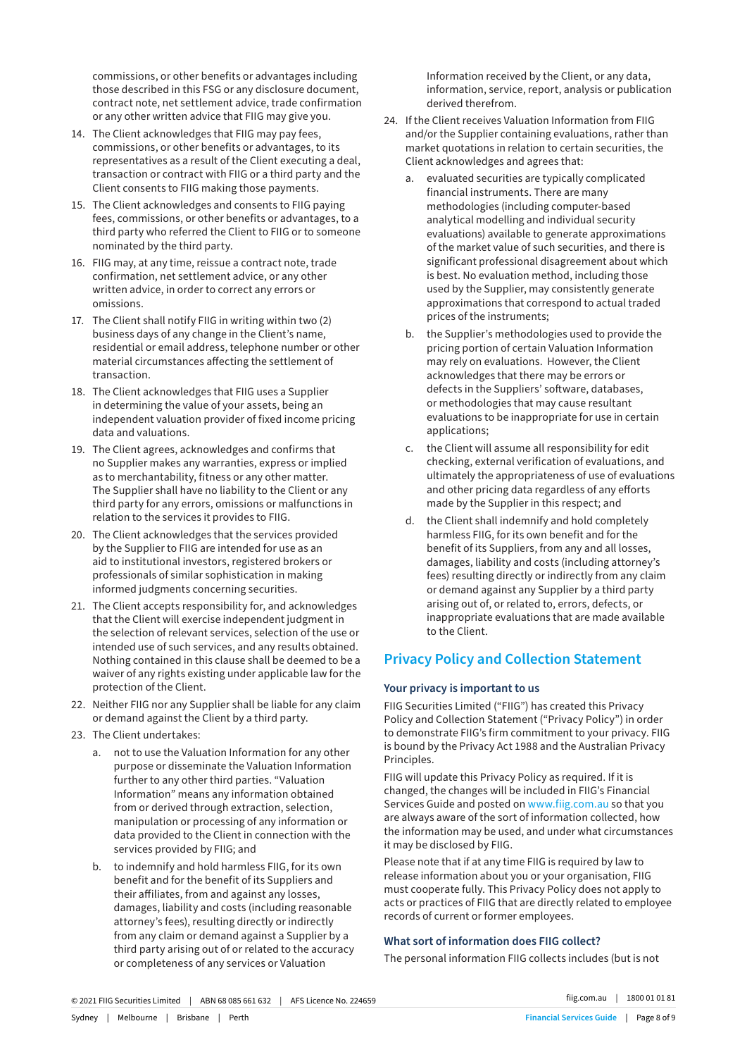commissions, or other benefits or advantages including those described in this FSG or any disclosure document, contract note, net settlement advice, trade confirmation or any other written advice that FIIG may give you.

14. The Client acknowledges that FIIG may pay fees, commissions, or other benefits or advantages, to its representatives as a result of the Client executing a deal, transaction or contract with FIIG or a third party and the Client consents to FIIG making those payments.
15. The Client acknowledges and consents to FIIG paying fees, commissions, or other benefits or advantages, to a third party who referred the Client to FIIG or to someone nominated by the third party.
16. FIIG may, at any time, reissue a contract note, trade confirmation, net settlement advice, or any other written advice, in order to correct any errors or omissions.
17. The Client shall notify FIIG in writing within two (2) business days of any change in the Client's name, residential or email address, telephone number or other material circumstances affecting the settlement of transaction.
18. The Client acknowledges that FIIG uses a Supplier in determining the value of your assets, being an independent valuation provider of fixed income pricing data and valuations.
19. The Client agrees, acknowledges and confirms that no Supplier makes any warranties, express or implied as to merchantability, fitness or any other matter. The Supplier shall have no liability to the Client or any third party for any errors, omissions or malfunctions in relation to the services it provides to FIIG.
20. The Client acknowledges that the services provided by the Supplier to FIIG are intended for use as an aid to institutional investors, registered brokers or professionals of similar sophistication in making informed judgments concerning securities.
21. The Client accepts responsibility for, and acknowledges that the Client will exercise independent judgment in the selection of relevant services, selection of the use or intended use of such services, and any results obtained. Nothing contained in this clause shall be deemed to be a waiver of any rights existing under applicable law for the protection of the Client.
22. Neither FIIG nor any Supplier shall be liable for any claim or demand against the Client by a third party.
23. The Client undertakes:
    a. not to use the Valuation Information for any other purpose or disseminate the Valuation Information further to any other third parties. "Valuation Information" means any information obtained from or derived through extraction, selection, manipulation or processing of any information or data provided to the Client in connection with the services provided by FIIG; and
    b. to indemnify and hold harmless FIIG, for its own benefit and for the benefit of its Suppliers and their affiliates, from and against any losses, damages, liability and costs (including reasonable attorney's fees), resulting directly or indirectly from any claim or demand against a Supplier by a third party arising out of or related to the accuracy or completeness of any services or Valuation Information received by the Client, or any data, information, service, report, analysis or publication derived therefrom.
24. If the Client receives Valuation Information from FIIG and/or the Supplier containing evaluations, rather than market quotations in relation to certain securities, the Client acknowledges and agrees that:
    a. evaluated securities are typically complicated financial instruments. There are many methodologies (including computer-based analytical modelling and individual security evaluations) available to generate approximations of the market value of such securities, and there is significant professional disagreement about which is best. No evaluation method, including those used by the Supplier, may consistently generate approximations that correspond to actual traded prices of the instruments;
    b. the Supplier's methodologies used to provide the pricing portion of certain Valuation Information may rely on evaluations. However, the Client acknowledges that there may be errors or defects in the Suppliers' software, databases, or methodologies that may cause resultant evaluations to be inappropriate for use in certain applications;
    c. the Client will assume all responsibility for edit checking, external verification of evaluations, and ultimately the appropriateness of use of evaluations and other pricing data regardless of any efforts made by the Supplier in this respect; and
    d. the Client shall indemnify and hold completely harmless FIIG, for its own benefit and for the benefit of its Suppliers, from any and all losses, damages, liability and costs (including attorney's fees) resulting directly or indirectly from any claim or demand against any Supplier by a third party arising out of, or related to, errors, defects, or inappropriate evaluations that are made available to the Client.

## Privacy Policy and Collection Statement

### Your privacy is important to us

FIIG Securities Limited ("FIIG") has created this Privacy Policy and Collection Statement ("Privacy Policy") in order to demonstrate FIIG's firm commitment to your privacy. FIIG is bound by the Privacy Act 1988 and the Australian Privacy Principles.

FIIG will update this Privacy Policy as required. If it is changed, the changes will be included in FIIG's Financial Services Guide and posted on www.fiig.com.au so that you are always aware of the sort of information collected, how the information may be used, and under what circumstances it may be disclosed by FIIG.

Please note that if at any time FIIG is required by law to release information about you or your organisation, FIIG must cooperate fully. This Privacy Policy does not apply to acts or practices of FIIG that are directly related to employee records of current or former employees.

### What sort of information does FIIG collect?

The personal information FIIG collects includes (but is not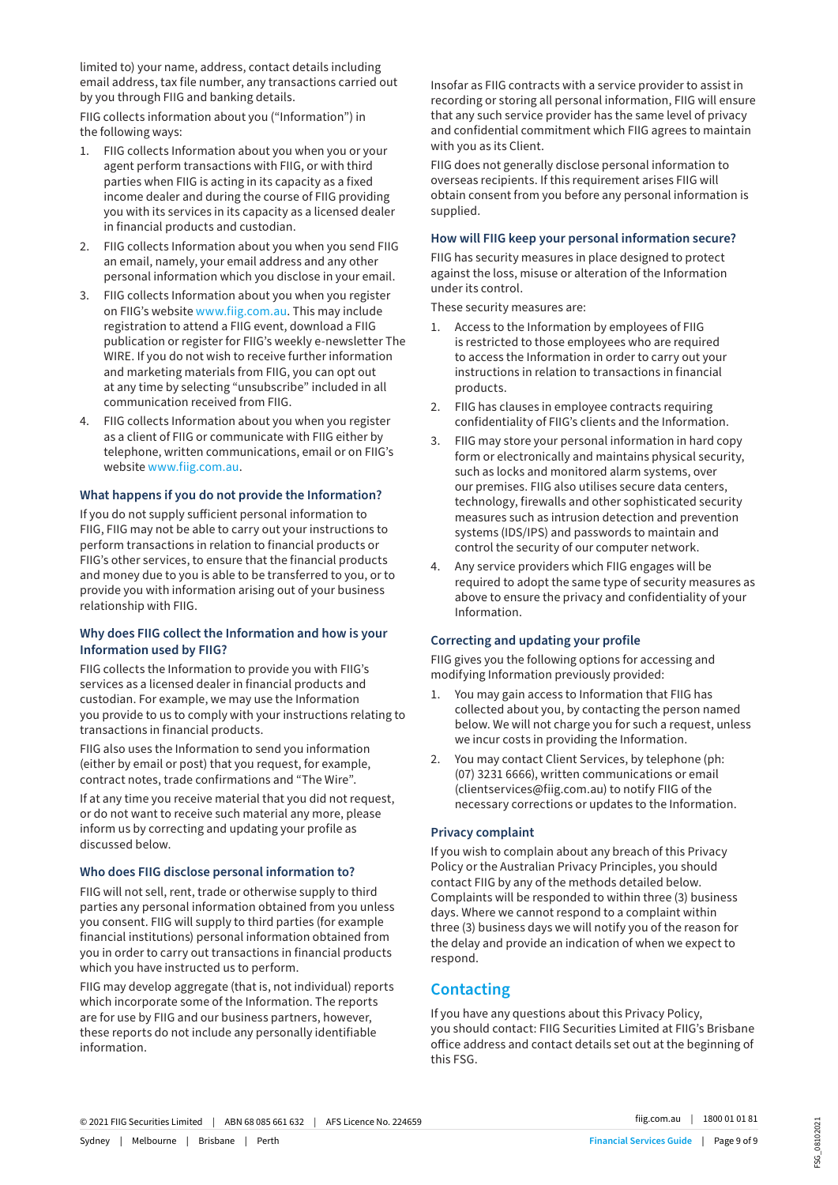limited to) your name, address, contact details including email address, tax file number, any transactions carried out by you through FIIG and banking details.

FIIG collects information about you ("Information") in the following ways:

1. FIIG collects Information about you when you or your agent perform transactions with FIIG, or with third parties when FIIG is acting in its capacity as a fixed income dealer and during the course of FIIG providing you with its services in its capacity as a licensed dealer in financial products and custodian.
2. FIIG collects Information about you when you send FIIG an email, namely, your email address and any other personal information which you disclose in your email.
3. FIIG collects Information about you when you register on FIIG's website www.fiig.com.au. This may include registration to attend a FIIG event, download a FIIG publication or register for FIIG's weekly e-newsletter The WIRE. If you do not wish to receive further information and marketing materials from FIIG, you can opt out at any time by selecting "unsubscribe" included in all communication received from FIIG.
4. FIIG collects Information about you when you register as a client of FIIG or communicate with FIIG either by telephone, written communications, email or on FIIG's website www.fiig.com.au.

### What happens if you do not provide the Information?

If you do not supply sufficient personal information to FIIG, FIIG may not be able to carry out your instructions to perform transactions in relation to financial products or FIIG's other services, to ensure that the financial products and money due to you is able to be transferred to you, or to provide you with information arising out of your business relationship with FIIG.

### Why does FIIG collect the Information and how is your Information used by FIIG?

FIIG collects the Information to provide you with FIIG's services as a licensed dealer in financial products and custodian. For example, we may use the Information you provide to us to comply with your instructions relating to transactions in financial products.

FIIG also uses the Information to send you information (either by email or post) that you request, for example, contract notes, trade confirmations and "The Wire".

If at any time you receive material that you did not request, or do not want to receive such material any more, please inform us by correcting and updating your profile as discussed below.

### Who does FIIG disclose personal information to?

FIIG will not sell, rent, trade or otherwise supply to third parties any personal information obtained from you unless you consent. FIIG will supply to third parties (for example financial institutions) personal information obtained from you in order to carry out transactions in financial products which you have instructed us to perform.

FIIG may develop aggregate (that is, not individual) reports which incorporate some of the Information. The reports are for use by FIIG and our business partners, however, these reports do not include any personally identifiable information.

Insofar as FIIG contracts with a service provider to assist in recording or storing all personal information, FIIG will ensure that any such service provider has the same level of privacy and confidential commitment which FIIG agrees to maintain with you as its Client.

FIIG does not generally disclose personal information to overseas recipients. If this requirement arises FIIG will obtain consent from you before any personal information is supplied.

### How will FIIG keep your personal information secure?

FIIG has security measures in place designed to protect against the loss, misuse or alteration of the Information under its control.

These security measures are:

1. Access to the Information by employees of FIIG is restricted to those employees who are required to access the Information in order to carry out your instructions in relation to transactions in financial products.
2. FIIG has clauses in employee contracts requiring confidentiality of FIIG's clients and the Information.
3. FIIG may store your personal information in hard copy form or electronically and maintains physical security, such as locks and monitored alarm systems, over our premises. FIIG also utilises secure data centers, technology, firewalls and other sophisticated security measures such as intrusion detection and prevention systems (IDS/IPS) and passwords to maintain and control the security of our computer network.
4. Any service providers which FIIG engages will be required to adopt the same type of security measures as above to ensure the privacy and confidentiality of your Information.

### Correcting and updating your profile

FIIG gives you the following options for accessing and modifying Information previously provided:

1. You may gain access to Information that FIIG has collected about you, by contacting the person named below. We will not charge you for such a request, unless we incur costs in providing the Information.
2. You may contact Client Services, by telephone (ph: (07) 3231 6666), written communications or email (clientservices@fiig.com.au) to notify FIIG of the necessary corrections or updates to the Information.

### Privacy complaint

If you wish to complain about any breach of this Privacy Policy or the Australian Privacy Principles, you should contact FIIG by any of the methods detailed below. Complaints will be responded to within three (3) business days. Where we cannot respond to a complaint within three (3) business days we will notify you of the reason for the delay and provide an indication of when we expect to respond.

## Contacting

If you have any questions about this Privacy Policy, you should contact: FIIG Securities Limited at FIIG's Brisbane office address and contact details set out at the beginning of this FSG.